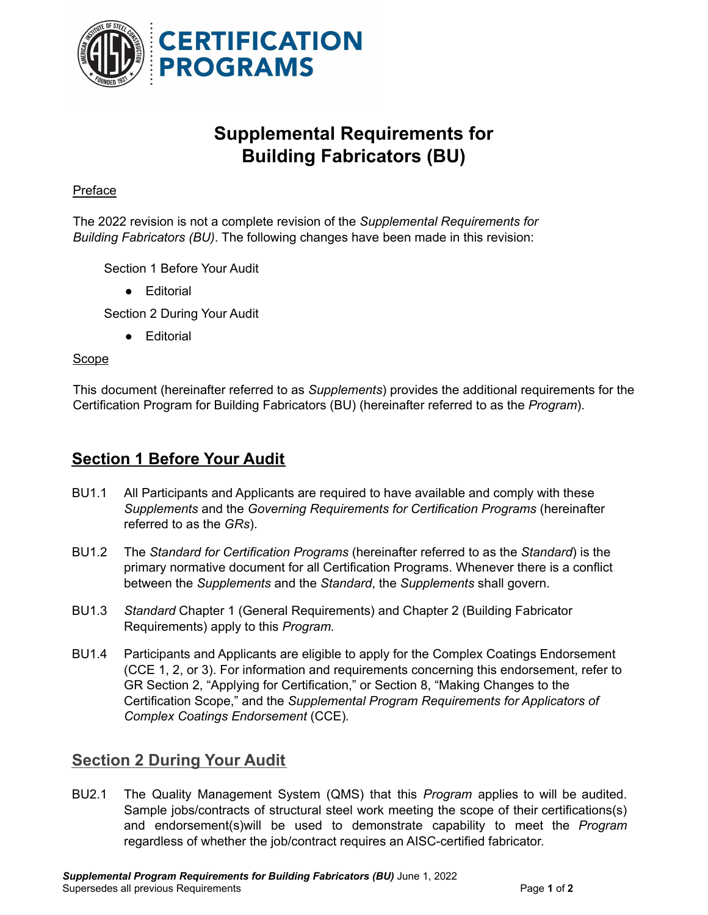# Supplemental Requirements for Building Fabricators (BU)

Preface

The 2022 revision is not a complete revision of the *Supplemental Requirements for Building Fabricators (BU)*. The following changes have been made in this revision:

Section 1 Before Your Audit

- Editorial

Section 2 During Your Audit

- Editorial

Scope

This document (hereinafter referred to as *Supplements*) provides the additional requirements for the Certification Program for Building Fabricators (BU) (hereinafter referred to as the *Program*).

## Section 1 Before Your Audit

BU1.1 All Participants and Applicants are required to have available and comply with these *Supplements* and the *Governing Requirements for Certification Programs* (hereinafter referred to as the *GRs*).

BU1.2 The *Standard for Certification Programs* (hereinafter referred to as the *Standard*) is the primary normative document for all Certification Programs. Whenever there is a conflict between the *Supplements* and the *Standard*, the *Supplements* shall govern.

BU1.3 *Standard* Chapter 1 (General Requirements) and Chapter 2 (Building Fabricator Requirements) apply to this *Program.*

BU1.4 Participants and Applicants are eligible to apply for the Complex Coatings Endorsement (CCE 1, 2, or 3). For information and requirements concerning this endorsement, refer to GR Section 2, "Applying for Certification," or Section 8, "Making Changes to the Certification Scope," and the *Supplemental Program Requirements for Applicators of Complex Coatings Endorsement* (CCE).

## Section 2 During Your Audit

BU2.1 The Quality Management System (QMS) that this *Program* applies to will be audited. Sample jobs/contracts of structural steel work meeting the scope of their certifications(s) and endorsement(s)will be used to demonstrate capability to meet the *Program* regardless of whether the job/contract requires an AISC-certified fabricator.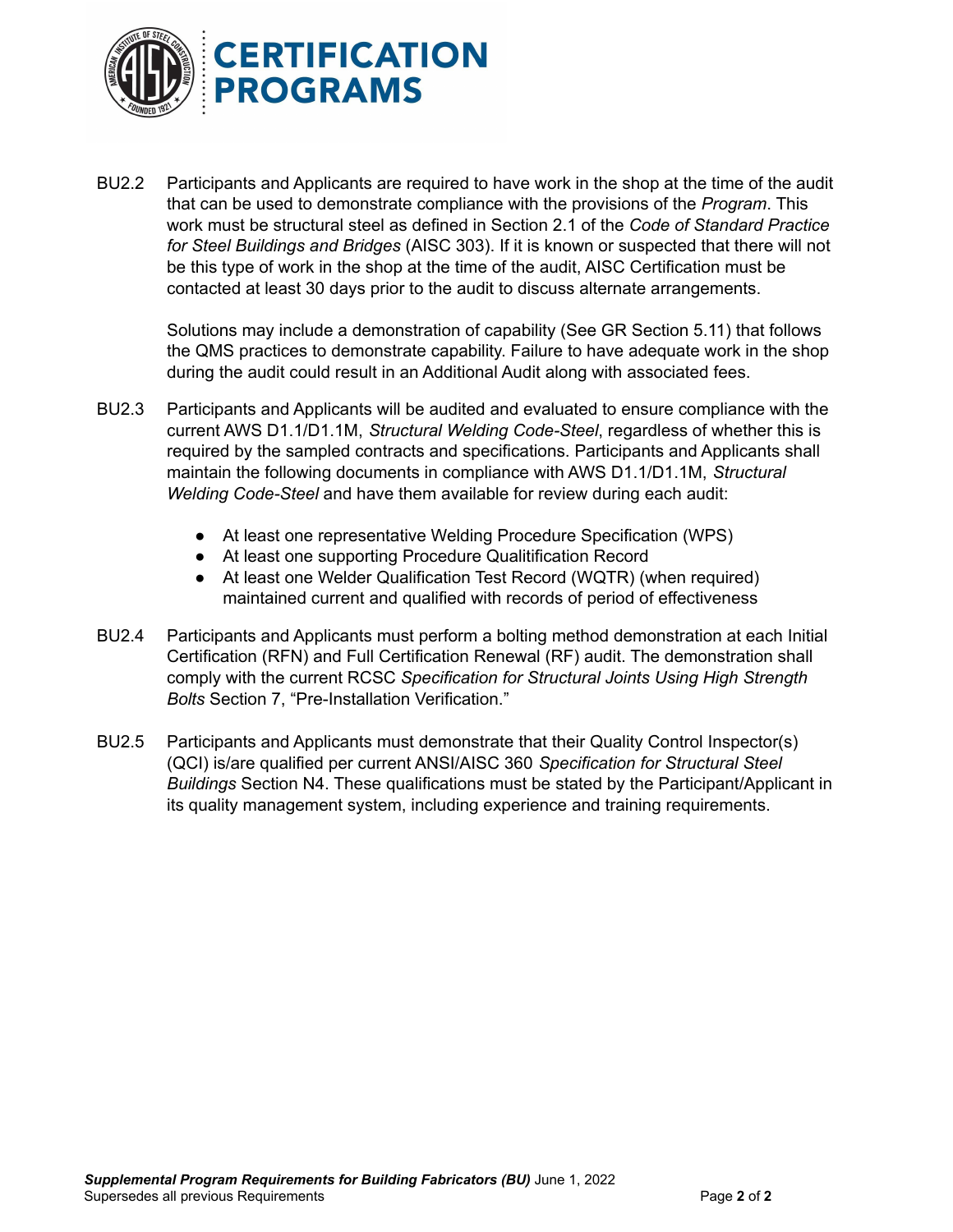BU2.2 Participants and Applicants are required to have work in the shop at the time of the audit that can be used to demonstrate compliance with the provisions of the *Program*. This work must be structural steel as defined in Section 2.1 of the *Code of Standard Practice for Steel Buildings and Bridges* (AISC 303). If it is known or suspected that there will not be this type of work in the shop at the time of the audit, AISC Certification must be contacted at least 30 days prior to the audit to discuss alternate arrangements.

Solutions may include a demonstration of capability (See GR Section 5.11) that follows the QMS practices to demonstrate capability. Failure to have adequate work in the shop during the audit could result in an Additional Audit along with associated fees.

BU2.3 Participants and Applicants will be audited and evaluated to ensure compliance with the current AWS D1.1/D1.1M, *Structural Welding Code-Steel*, regardless of whether this is required by the sampled contracts and specifications. Participants and Applicants shall maintain the following documents in compliance with AWS D1.1/D1.1M, *Structural Welding Code-Steel* and have them available for review during each audit:

- At least one representative Welding Procedure Specification (WPS)
- At least one supporting Procedure Qualitification Record
- At least one Welder Qualification Test Record (WQTR) (when required) maintained current and qualified with records of period of effectiveness

BU2.4 Participants and Applicants must perform a bolting method demonstration at each Initial Certification (RFN) and Full Certification Renewal (RF) audit. The demonstration shall comply with the current RCSC *Specification for Structural Joints Using High Strength Bolts* Section 7, "Pre-Installation Verification."

BU2.5 Participants and Applicants must demonstrate that their Quality Control Inspector(s) (QCI) is/are qualified per current ANSI/AISC 360 *Specification for Structural Steel Buildings* Section N4. These qualifications must be stated by the Participant/Applicant in its quality management system, including experience and training requirements.